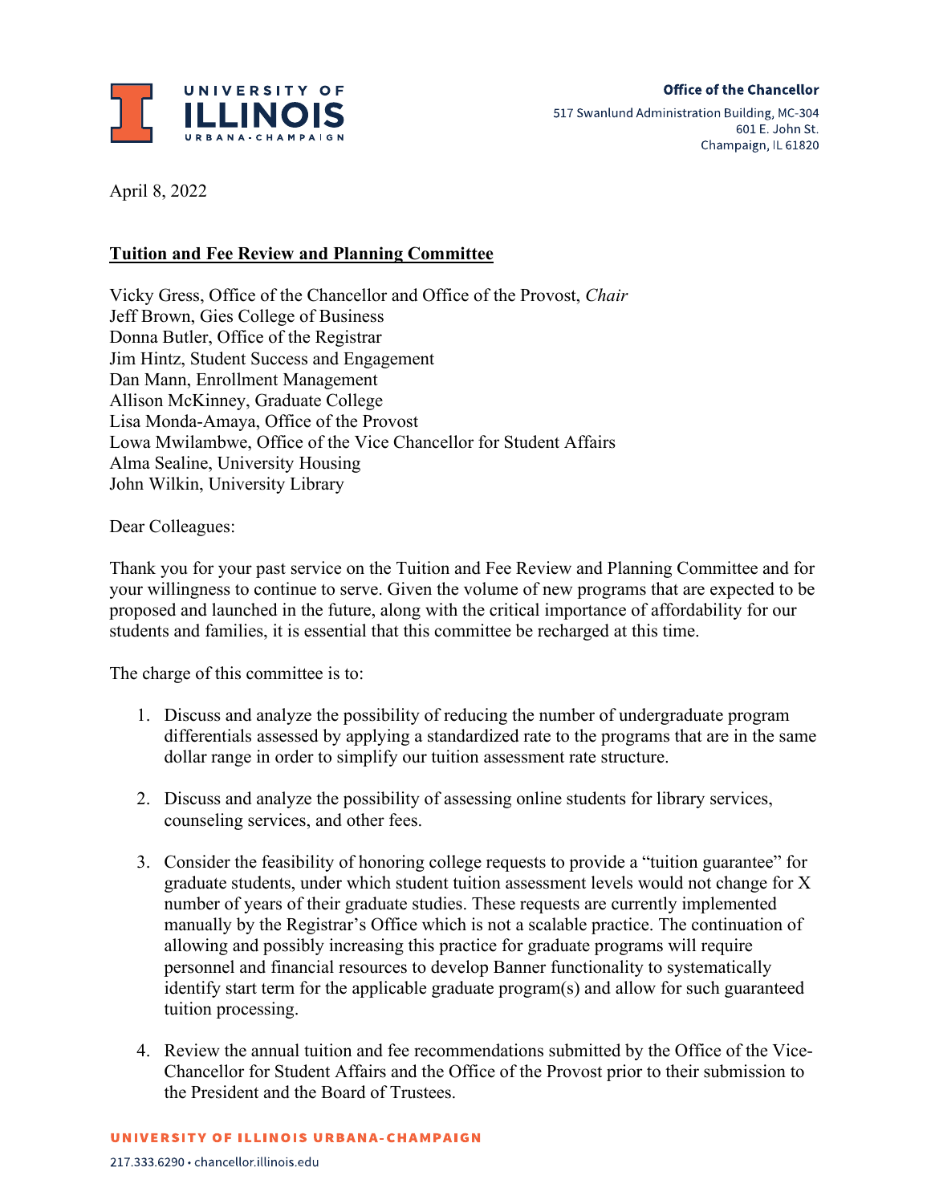Office of the Chancellor
517 Swanlund Administration Building, MC-304
601 E. John St.
Champaign, IL 61820

April 8, 2022

**Tuition and Fee Review and Planning Committee**

Vicky Gress, Office of the Chancellor and Office of the Provost, *Chair*
Jeff Brown, Gies College of Business
Donna Butler, Office of the Registrar
Jim Hintz, Student Success and Engagement
Dan Mann, Enrollment Management
Allison McKinney, Graduate College
Lisa Monda-Amaya, Office of the Provost
Lowa Mwilambwe, Office of the Vice Chancellor for Student Affairs
Alma Sealine, University Housing
John Wilkin, University Library

Dear Colleagues:

Thank you for your past service on the Tuition and Fee Review and Planning Committee and for your willingness to continue to serve. Given the volume of new programs that are expected to be proposed and launched in the future, along with the critical importance of affordability for our students and families, it is essential that this committee be recharged at this time.

The charge of this committee is to:

1. Discuss and analyze the possibility of reducing the number of undergraduate program differentials assessed by applying a standardized rate to the programs that are in the same dollar range in order to simplify our tuition assessment rate structure.

2. Discuss and analyze the possibility of assessing online students for library services, counseling services, and other fees.

3. Consider the feasibility of honoring college requests to provide a "tuition guarantee" for graduate students, under which student tuition assessment levels would not change for X number of years of their graduate studies. These requests are currently implemented manually by the Registrar's Office which is not a scalable practice. The continuation of allowing and possibly increasing this practice for graduate programs will require personnel and financial resources to develop Banner functionality to systematically identify start term for the applicable graduate program(s) and allow for such guaranteed tuition processing.

4. Review the annual tuition and fee recommendations submitted by the Office of the Vice-Chancellor for Student Affairs and the Office of the Provost prior to their submission to the President and the Board of Trustees.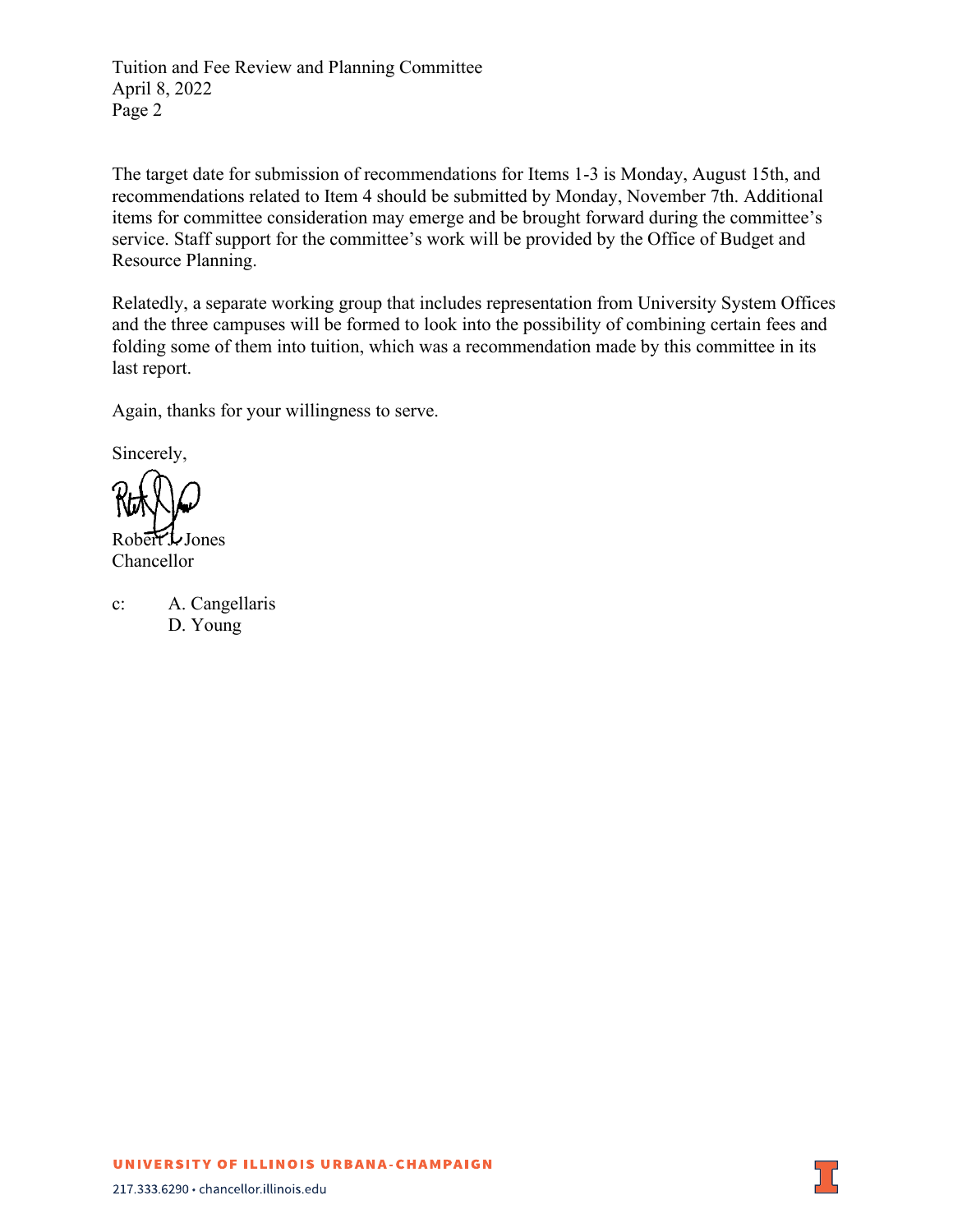The target date for submission of recommendations for Items 1-3 is Monday, August 15th, and recommendations related to Item 4 should be submitted by Monday, November 7th. Additional items for committee consideration may emerge and be brought forward during the committee's service. Staff support for the committee's work will be provided by the Office of Budget and Resource Planning.

Relatedly, a separate working group that includes representation from University System Offices and the three campuses will be formed to look into the possibility of combining certain fees and folding some of them into tuition, which was a recommendation made by this committee in its last report.

Again, thanks for your willingness to serve.

Sincerely,

Robert J. Jones
Chancellor

c: A. Cangellaris
D. Young